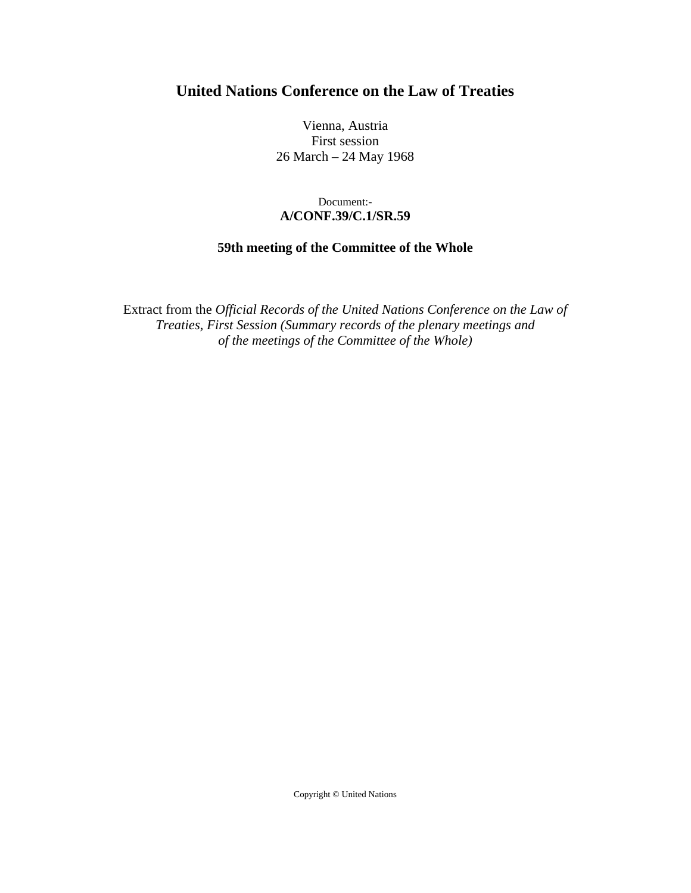# United Nations Conference on the Law of Treaties

Vienna, Austria
First session
26 March – 24 May 1968

Document:-
**A/CONF.39/C.1/SR.59**

**59th meeting of the Committee of the Whole**

Extract from the *Official Records of the United Nations Conference on the Law of Treaties, First Session (Summary records of the plenary meetings and of the meetings of the Committee of the Whole)*

Copyright © United Nations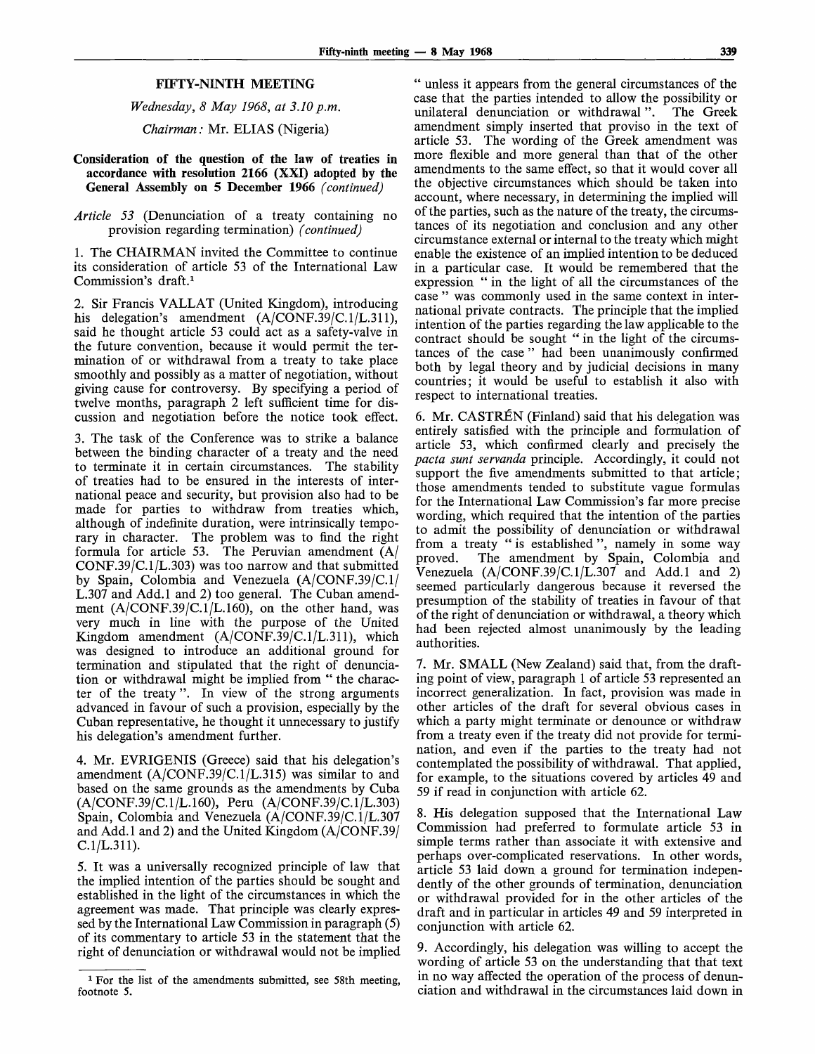## FIFTY-NINTH MEETING

*Wednesday, 8 May 1968, at 3.10 p.m.*

*Chairman:* Mr. ELIAS (Nigeria)

**Consideration of the question of the law of treaties in accordance with resolution 2166 (XXI) adopted by the General Assembly on 5 December 1966** *(continued)*

*Article 53* (Denunciation of a treaty containing no provision regarding termination) *(continued)*

1. The CHAIRMAN invited the Committee to continue its consideration of article 53 of the International Law Commission's draft.[1]

2. Sir Francis VALLAT (United Kingdom), introducing his delegation's amendment (A/CONF.39/C.1/L.311), said he thought article 53 could act as a safety-valve in the future convention, because it would permit the termination of or withdrawal from a treaty to take place smoothly and possibly as a matter of negotiation, without giving cause for controversy. By specifying a period of twelve months, paragraph 2 left sufficient time for discussion and negotiation before the notice took effect.

3. The task of the Conference was to strike a balance between the binding character of a treaty and the need to terminate it in certain circumstances. The stability of treaties had to be ensured in the interests of international peace and security, but provision also had to be made for parties to withdraw from treaties which, although of indefinite duration, were intrinsically temporary in character. The problem was to find the right formula for article 53. The Peruvian amendment (A/CONF.39/C.1/L.303) was too narrow and that submitted by Spain, Colombia and Venezuela (A/CONF.39/C.1/L.307 and Add.1 and 2) too general. The Cuban amendment (A/CONF.39/C.1/L.160), on the other hand, was very much in line with the purpose of the United Kingdom amendment (A/CONF.39/C.1/L.311), which was designed to introduce an additional ground for termination and stipulated that the right of denunciation or withdrawal might be implied from " the character of the treaty ". In view of the strong arguments advanced in favour of such a provision, especially by the Cuban representative, he thought it unnecessary to justify his delegation's amendment further.

4. Mr. EVRIGENIS (Greece) said that his delegation's amendment (A/CONF.39/C.1/L.315) was similar to and based on the same grounds as the amendments by Cuba (A/CONF.39/C.1/L.160), Peru (A/CONF.39/C.1/L.303) Spain, Colombia and Venezuela (A/CONF.39/C.1/L.307 and Add.1 and 2) and the United Kingdom (A/CONF.39/C.1/L.311).

5. It was a universally recognized principle of law that the implied intention of the parties should be sought and established in the light of the circumstances in which the agreement was made. That principle was clearly expressed by the International Law Commission in paragraph (5) of its commentary to article 53 in the statement that the right of denunciation or withdrawal would not be implied " unless it appears from the general circumstances of the case that the parties intended to allow the possibility or unilateral denunciation or withdrawal ". The Greek amendment simply inserted that proviso in the text of article 53. The wording of the Greek amendment was more flexible and more general than that of the other amendments to the same effect, so that it would cover all the objective circumstances which should be taken into account, where necessary, in determining the implied will of the parties, such as the nature of the treaty, the circumstances of its negotiation and conclusion and any other circumstance external or internal to the treaty which might enable the existence of an implied intention to be deduced in a particular case. It would be remembered that the expression " in the light of all the circumstances of the case " was commonly used in the same context in international private contracts. The principle that the implied intention of the parties regarding the law applicable to the contract should be sought " in the light of the circumstances of the case " had been unanimously confirmed both by legal theory and by judicial decisions in many countries; it would be useful to establish it also with respect to international treaties.

6. Mr. CASTRÉN (Finland) said that his delegation was entirely satisfied with the principle and formulation of article 53, which confirmed clearly and precisely the *pacta sunt servanda* principle. Accordingly, it could not support the five amendments submitted to that article; those amendments tended to substitute vague formulas for the International Law Commission's far more precise wording, which required that the intention of the parties to admit the possibility of denunciation or withdrawal from a treaty " is established ", namely in some way proved. The amendment by Spain, Colombia and Venezuela (A/CONF.39/C.1/L.307 and Add.1 and 2) seemed particularly dangerous because it reversed the presumption of the stability of treaties in favour of that of the right of denunciation or withdrawal, a theory which had been rejected almost unanimously by the leading authorities.

7. Mr. SMALL (New Zealand) said that, from the drafting point of view, paragraph 1 of article 53 represented an incorrect generalization. In fact, provision was made in other articles of the draft for several obvious cases in which a party might terminate or denounce or withdraw from a treaty even if the treaty did not provide for termination, and even if the parties to the treaty had not contemplated the possibility of withdrawal. That applied, for example, to the situations covered by articles 49 and 59 if read in conjunction with article 62.

8. His delegation supposed that the International Law Commission had preferred to formulate article 53 in simple terms rather than associate it with extensive and perhaps over-complicated reservations. In other words, article 53 laid down a ground for termination independently of the other grounds of termination, denunciation or withdrawal provided for in the other articles of the draft and in particular in articles 49 and 59 interpreted in conjunction with article 62.

9. Accordingly, his delegation was willing to accept the wording of article 53 on the understanding that that text in no way affected the operation of the process of denunciation and withdrawal in the circumstances laid down in

---

[1] For the list of the amendments submitted, see 58th meeting, footnote 5.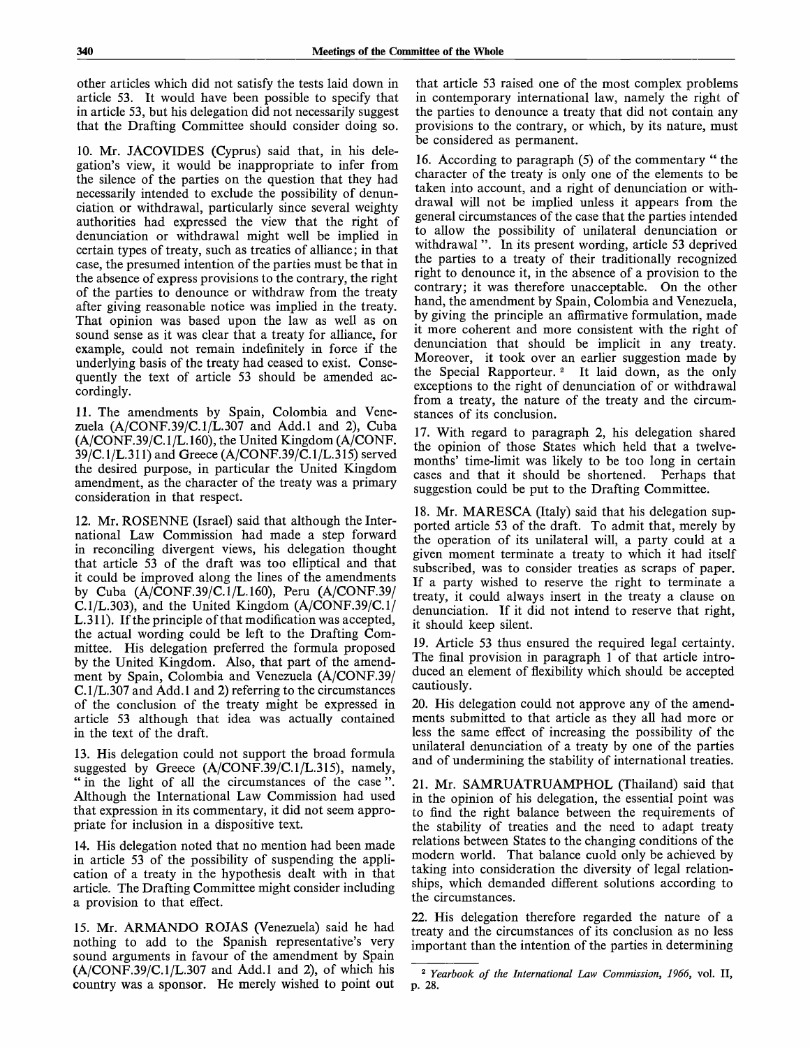other articles which did not satisfy the tests laid down in article 53. It would have been possible to specify that in article 53, but his delegation did not necessarily suggest that the Drafting Committee should consider doing so.

10. Mr. JACOVIDES (Cyprus) said that, in his delegation's view, it would be inappropriate to infer from the silence of the parties on the question that they had necessarily intended to exclude the possibility of denunciation or withdrawal, particularly since several weighty authorities had expressed the view that the right of denunciation or withdrawal might well be implied in certain types of treaty, such as treaties of alliance; in that case, the presumed intention of the parties must be that in the absence of express provisions to the contrary, the right of the parties to denounce or withdraw from the treaty after giving reasonable notice was implied in the treaty. That opinion was based upon the law as well as on sound sense as it was clear that a treaty for alliance, for example, could not remain indefinitely in force if the underlying basis of the treaty had ceased to exist. Consequently the text of article 53 should be amended accordingly.

11. The amendments by Spain, Colombia and Venezuela (A/CONF.39/C.1/L.307 and Add.1 and 2), Cuba (A/CONF.39/C.1/L.160), the United Kingdom (A/CONF.39/C.1/L.311) and Greece (A/CONF.39/C.1/L.315) served the desired purpose, in particular the United Kingdom amendment, as the character of the treaty was a primary consideration in that respect.

12. Mr. ROSENNE (Israel) said that although the International Law Commission had made a step forward in reconciling divergent views, his delegation thought that article 53 of the draft was too elliptical and that it could be improved along the lines of the amendments by Cuba (A/CONF.39/C.1/L.160), Peru (A/CONF.39/C.1/L.303), and the United Kingdom (A/CONF.39/C.1/L.311). If the principle of that modification was accepted, the actual wording could be left to the Drafting Committee. His delegation preferred the formula proposed by the United Kingdom. Also, that part of the amendment by Spain, Colombia and Venezuela (A/CONF.39/C.1/L.307 and Add.1 and 2) referring to the circumstances of the conclusion of the treaty might be expressed in article 53 although that idea was actually contained in the text of the draft.

13. His delegation could not support the broad formula suggested by Greece (A/CONF.39/C.1/L.315), namely, "in the light of all the circumstances of the case". Although the International Law Commission had used that expression in its commentary, it did not seem appropriate for inclusion in a dispositive text.

14. His delegation noted that no mention had been made in article 53 of the possibility of suspending the application of a treaty in the hypothesis dealt with in that article. The Drafting Committee might consider including a provision to that effect.

15. Mr. ARMANDO ROJAS (Venezuela) said he had nothing to add to the Spanish representative's very sound arguments in favour of the amendment by Spain (A/CONF.39/C.1/L.307 and Add.1 and 2), of which his country was a sponsor. He merely wished to point out that article 53 raised one of the most complex problems in contemporary international law, namely the right of the parties to denounce a treaty that did not contain any provisions to the contrary, or which, by its nature, must be considered as permanent.

16. According to paragraph (5) of the commentary "the character of the treaty is only one of the elements to be taken into account, and a right of denunciation or withdrawal will not be implied unless it appears from the general circumstances of the case that the parties intended to allow the possibility of unilateral denunciation or withdrawal". In its present wording, article 53 deprived the parties to a treaty of their traditionally recognized right to denounce it, in the absence of a provision to the contrary; it was therefore unacceptable. On the other hand, the amendment by Spain, Colombia and Venezuela, by giving the principle an affirmative formulation, made it more coherent and more consistent with the right of denunciation that should be implicit in any treaty. Moreover, it took over an earlier suggestion made by the Special Rapporteur.[2] It laid down, as the only exceptions to the right of denunciation of or withdrawal from a treaty, the nature of the treaty and the circumstances of its conclusion.

17. With regard to paragraph 2, his delegation shared the opinion of those States which held that a twelve-months' time-limit was likely to be too long in certain cases and that it should be shortened. Perhaps that suggestion could be put to the Drafting Committee.

18. Mr. MARESCA (Italy) said that his delegation supported article 53 of the draft. To admit that, merely by the operation of its unilateral will, a party could at a given moment terminate a treaty to which it had itself subscribed, was to consider treaties as scraps of paper. If a party wished to reserve the right to terminate a treaty, it could always insert in the treaty a clause on denunciation. If it did not intend to reserve that right, it should keep silent.

19. Article 53 thus ensured the required legal certainty. The final provision in paragraph 1 of that article introduced an element of flexibility which should be accepted cautiously.

20. His delegation could not approve any of the amendments submitted to that article as they all had more or less the same effect of increasing the possibility of the unilateral denunciation of a treaty by one of the parties and of undermining the stability of international treaties.

21. Mr. SAMRUATRUAMPHOL (Thailand) said that in the opinion of his delegation, the essential point was to find the right balance between the requirements of the stability of treaties and the need to adapt treaty relations between States to the changing conditions of the modern world. That balance cuold only be achieved by taking into consideration the diversity of legal relationships, which demanded different solutions according to the circumstances.

22. His delegation therefore regarded the nature of a treaty and the circumstances of its conclusion as no less important than the intention of the parties in determining

[2] *Yearbook of the International Law Commission, 1966*, vol. II, p. 28.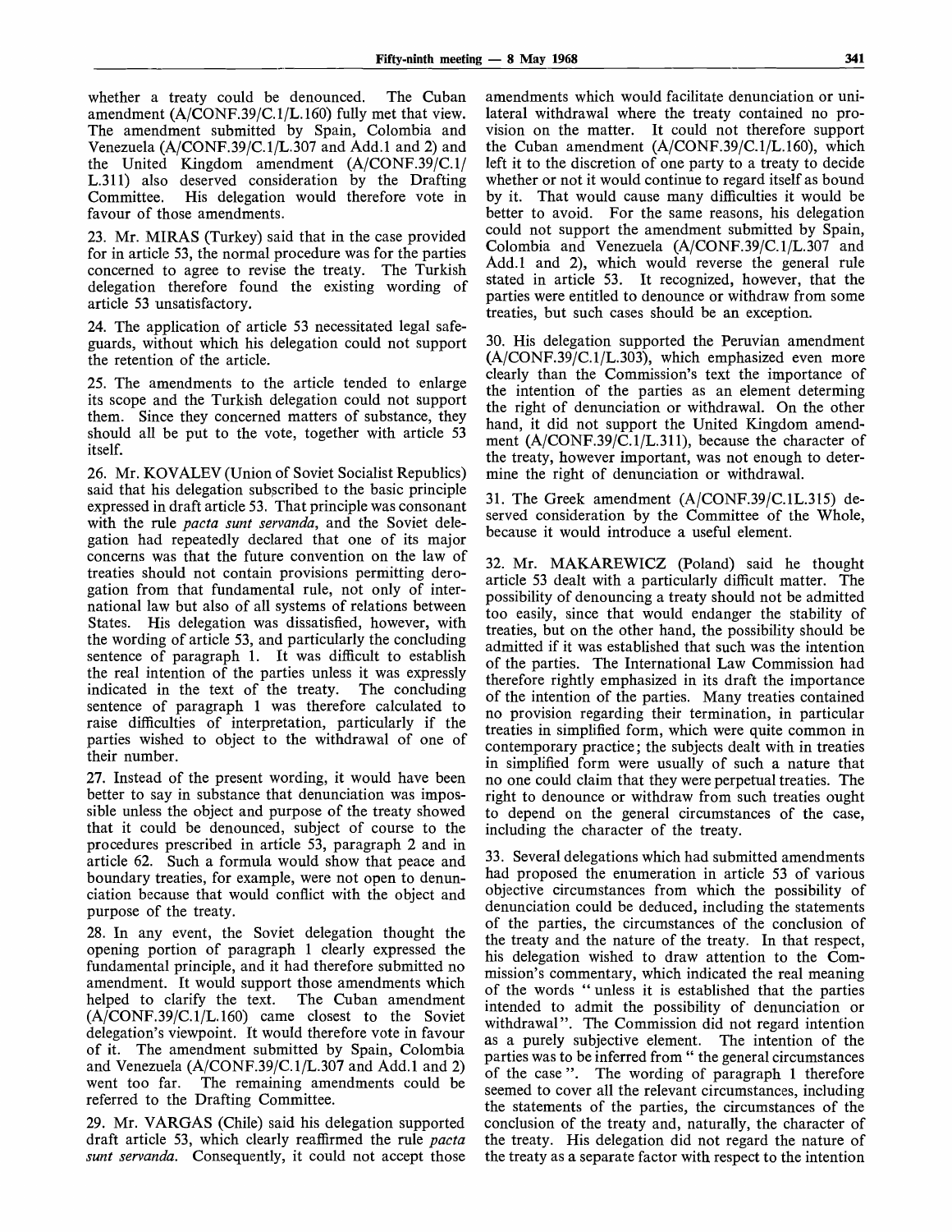whether a treaty could be denounced. The Cuban amendment (A/CONF.39/C.1/L.160) fully met that view. The amendment submitted by Spain, Colombia and Venezuela (A/CONF.39/C.1/L.307 and Add.1 and 2) and the United Kingdom amendment (A/CONF.39/C.1/L.311) also deserved consideration by the Drafting Committee. His delegation would therefore vote in favour of those amendments.

23. Mr. MIRAS (Turkey) said that in the case provided for in article 53, the normal procedure was for the parties concerned to agree to revise the treaty. The Turkish delegation therefore found the existing wording of article 53 unsatisfactory.

24. The application of article 53 necessitated legal safeguards, without which his delegation could not support the retention of the article.

25. The amendments to the article tended to enlarge its scope and the Turkish delegation could not support them. Since they concerned matters of substance, they should all be put to the vote, together with article 53 itself.

26. Mr. KOVALEV (Union of Soviet Socialist Republics) said that his delegation subscribed to the basic principle expressed in draft article 53. That principle was consonant with the rule *pacta sunt servanda*, and the Soviet delegation had repeatedly declared that one of its major concerns was that the future convention on the law of treaties should not contain provisions permitting derogation from that fundamental rule, not only of international law but also of all systems of relations between States. His delegation was dissatisfied, however, with the wording of article 53, and particularly the concluding sentence of paragraph 1. It was difficult to establish the real intention of the parties unless it was expressly indicated in the text of the treaty. The concluding sentence of paragraph 1 was therefore calculated to raise difficulties of interpretation, particularly if the parties wished to object to the withdrawal of one of their number.

27. Instead of the present wording, it would have been better to say in substance that denunciation was impossible unless the object and purpose of the treaty showed that it could be denounced, subject of course to the procedures prescribed in article 53, paragraph 2 and in article 62. Such a formula would show that peace and boundary treaties, for example, were not open to denunciation because that would conflict with the object and purpose of the treaty.

28. In any event, the Soviet delegation thought the opening portion of paragraph 1 clearly expressed the fundamental principle, and it had therefore submitted no amendment. It would support those amendments which helped to clarify the text. The Cuban amendment (A/CONF.39/C.1/L.160) came closest to the Soviet delegation's viewpoint. It would therefore vote in favour of it. The amendment submitted by Spain, Colombia and Venezuela (A/CONF.39/C.1/L.307 and Add.1 and 2) went too far. The remaining amendments could be referred to the Drafting Committee.

29. Mr. VARGAS (Chile) said his delegation supported draft article 53, which clearly reaffirmed the rule *pacta sunt servanda*. Consequently, it could not accept those amendments which would facilitate denunciation or unilateral withdrawal where the treaty contained no provision on the matter. It could not therefore support the Cuban amendment (A/CONF.39/C.1/L.160), which left it to the discretion of one party to a treaty to decide whether or not it would continue to regard itself as bound by it. That would cause many difficulties it would be better to avoid. For the same reasons, his delegation could not support the amendment submitted by Spain, Colombia and Venezuela (A/CONF.39/C.1/L.307 and Add.1 and 2), which would reverse the general rule stated in article 53. It recognized, however, that the parties were entitled to denounce or withdraw from some treaties, but such cases should be an exception.

30. His delegation supported the Peruvian amendment (A/CONF.39/C.1/L.303), which emphasized even more clearly than the Commission's text the importance of the intention of the parties as an element determining the right of denunciation or withdrawal. On the other hand, it did not support the United Kingdom amendment (A/CONF.39/C.1/L.311), because the character of the treaty, however important, was not enough to determine the right of denunciation or withdrawal.

31. The Greek amendment (A/CONF.39/C.1L.315) deserved consideration by the Committee of the Whole, because it would introduce a useful element.

32. Mr. MAKAREWICZ (Poland) said he thought article 53 dealt with a particularly difficult matter. The possibility of denouncing a treaty should not be admitted too easily, since that would endanger the stability of treaties, but on the other hand, the possibility should be admitted if it was established that such was the intention of the parties. The International Law Commission had therefore rightly emphasized in its draft the importance of the intention of the parties. Many treaties contained no provision regarding their termination, in particular treaties in simplified form, which were quite common in contemporary practice; the subjects dealt with in treaties in simplified form were usually of such a nature that no one could claim that they were perpetual treaties. The right to denounce or withdraw from such treaties ought to depend on the general circumstances of the case, including the character of the treaty.

33. Several delegations which had submitted amendments had proposed the enumeration in article 53 of various objective circumstances from which the possibility of denunciation could be deduced, including the statements of the parties, the circumstances of the conclusion of the treaty and the nature of the treaty. In that respect, his delegation wished to draw attention to the Commission's commentary, which indicated the real meaning of the words " unless it is established that the parties intended to admit the possibility of denunciation or withdrawal ". The Commission did not regard intention as a purely subjective element. The intention of the parties was to be inferred from " the general circumstances of the case ". The wording of paragraph 1 therefore seemed to cover all the relevant circumstances, including the statements of the parties, the circumstances of the conclusion of the treaty and, naturally, the character of the treaty. His delegation did not regard the nature of the treaty as a separate factor with respect to the intention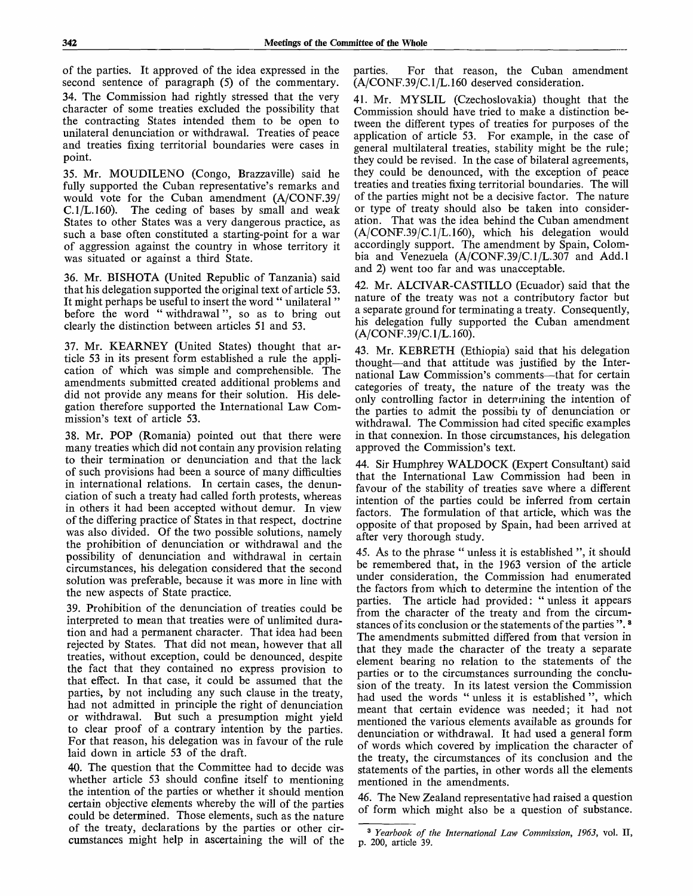of the parties. It approved of the idea expressed in the second sentence of paragraph (5) of the commentary.

34. The Commission had rightly stressed that the very character of some treaties excluded the possibility that the contracting States intended them to be open to unilateral denunciation or withdrawal. Treaties of peace and treaties fixing territorial boundaries were cases in point.

35. Mr. MOUDILENO (Congo, Brazzaville) said he fully supported the Cuban representative's remarks and would vote for the Cuban amendment (A/CONF.39/C.1/L.160). The ceding of bases by small and weak States to other States was a very dangerous practice, as such a base often constituted a starting-point for a war of aggression against the country in whose territory it was situated or against a third State.

36. Mr. BISHOTA (United Republic of Tanzania) said that his delegation supported the original text of article 53. It might perhaps be useful to insert the word " unilateral " before the word " withdrawal ", so as to bring out clearly the distinction between articles 51 and 53.

37. Mr. KEARNEY (United States) thought that article 53 in its present form established a rule the application of which was simple and comprehensible. The amendments submitted created additional problems and did not provide any means for their solution. His delegation therefore supported the International Law Commission's text of article 53.

38. Mr. POP (Romania) pointed out that there were many treaties which did not contain any provision relating to their termination or denunciation and that the lack of such provisions had been a source of many difficulties in international relations. In certain cases, the denunciation of such a treaty had called forth protests, whereas in others it had been accepted without demur. In view of the differing practice of States in that respect, doctrine was also divided. Of the two possible solutions, namely the prohibition of denunciation or withdrawal and the possibility of denunciation and withdrawal in certain circumstances, his delegation considered that the second solution was preferable, because it was more in line with the new aspects of State practice.

39. Prohibition of the denunciation of treaties could be interpreted to mean that treaties were of unlimited duration and had a permanent character. That idea had been rejected by States. That did not mean, however that all treaties, without exception, could be denounced, despite the fact that they contained no express provision to that effect. In that case, it could be assumed that the parties, by not including any such clause in the treaty, had not admitted in principle the right of denunciation or withdrawal. But such a presumption might yield to clear proof of a contrary intention by the parties. For that reason, his delegation was in favour of the rule laid down in article 53 of the draft.

40. The question that the Committee had to decide was whether article 53 should confine itself to mentioning the intention of the parties or whether it should mention certain objective elements whereby the will of the parties could be determined. Those elements, such as the nature of the treaty, declarations by the parties or other circumstances might help in ascertaining the will of the parties. For that reason, the Cuban amendment (A/CONF.39/C.1/L.160) deserved consideration.

41. Mr. MYSLIL (Czechoslovakia) thought that the Commission should have tried to make a distinction between the different types of treaties for purposes of the application of article 53. For example, in the case of general multilateral treaties, stability might be the rule; they could be revised. In the case of bilateral agreements, they could be denounced, with the exception of peace treaties and treaties fixing territorial boundaries. The will of the parties might not be a decisive factor. The nature or type of treaty should also be taken into consideration. That was the idea behind the Cuban amendment (A/CONF.39/C.1/L.160), which his delegation would accordingly support. The amendment by Spain, Colombia and Venezuela (A/CONF.39/C.1/L.307 and Add.1 and 2) went too far and was unacceptable.

42. Mr. ALCIVAR-CASTILLO (Ecuador) said that the nature of the treaty was not a contributory factor but a separate ground for terminating a treaty. Consequently, his delegation fully supported the Cuban amendment (A/CONF.39/C.1/L.160).

43. Mr. KEBRETH (Ethiopia) said that his delegation thought—and that attitude was justified by the International Law Commission's comments—that for certain categories of treaty, the nature of the treaty was the only controlling factor in determining the intention of the parties to admit the possibility of denunciation or withdrawal. The Commission had cited specific examples in that connexion. In those circumstances, his delegation approved the Commission's text.

44. Sir Humphrey WALDOCK (Expert Consultant) said that the International Law Commission had been in favour of the stability of treaties save where a different intention of the parties could be inferred from certain factors. The formulation of that article, which was the opposite of that proposed by Spain, had been arrived at after very thorough study.

45. As to the phrase " unless it is established ", it should be remembered that, in the 1963 version of the article under consideration, the Commission had enumerated the factors from which to determine the intention of the parties. The article had provided: " unless it appears from the character of the treaty and from the circumstances of its conclusion or the statements of the parties ".[3] The amendments submitted differed from that version in that they made the character of the treaty a separate element bearing no relation to the statements of the parties or to the circumstances surrounding the conclusion of the treaty. In its latest version the Commission had used the words " unless it is established ", which meant that certain evidence was needed; it had not mentioned the various elements available as grounds for denunciation or withdrawal. It had used a general form of words which covered by implication the character of the treaty, the circumstances of its conclusion and the statements of the parties, in other words all the elements mentioned in the amendments.

46. The New Zealand representative had raised a question of form which might also be a question of substance.

---

[3] *Yearbook of the International Law Commission, 1963*, vol. II, p. 200, article 39.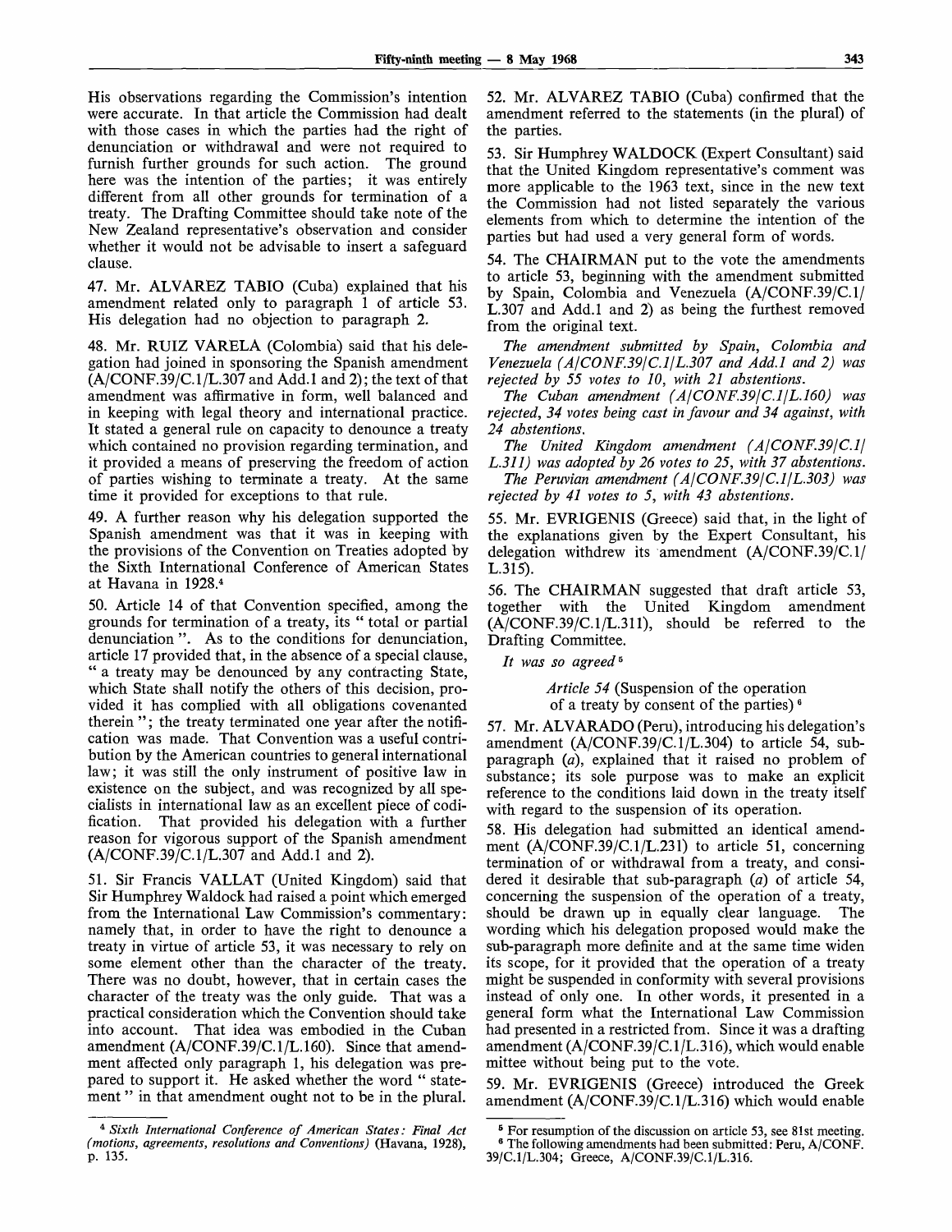His observations regarding the Commission's intention were accurate. In that article the Commission had dealt with those cases in which the parties had the right of denunciation or withdrawal and were not required to furnish further grounds for such action. The ground here was the intention of the parties; it was entirely different from all other grounds for termination of a treaty. The Drafting Committee should take note of the New Zealand representative's observation and consider whether it would not be advisable to insert a safeguard clause.

47. Mr. ALVAREZ TABIO (Cuba) explained that his amendment related only to paragraph 1 of article 53. His delegation had no objection to paragraph 2.

48. Mr. RUIZ VARELA (Colombia) said that his delegation had joined in sponsoring the Spanish amendment (A/CONF.39/C.1/L.307 and Add.1 and 2); the text of that amendment was affirmative in form, well balanced and in keeping with legal theory and international practice. It stated a general rule on capacity to denounce a treaty which contained no provision regarding termination, and it provided a means of preserving the freedom of action of parties wishing to terminate a treaty. At the same time it provided for exceptions to that rule.

49. A further reason why his delegation supported the Spanish amendment was that it was in keeping with the provisions of the Convention on Treaties adopted by the Sixth International Conference of American States at Havana in 1928.[4]

50. Article 14 of that Convention specified, among the grounds for termination of a treaty, its " total or partial denunciation ". As to the conditions for denunciation, article 17 provided that, in the absence of a special clause, " a treaty may be denounced by any contracting State, which State shall notify the others of this decision, provided it has complied with all obligations covenanted therein "; the treaty terminated one year after the notification was made. That Convention was a useful contribution by the American countries to general international law; it was still the only instrument of positive law in existence on the subject, and was recognized by all specialists in international law as an excellent piece of codification. That provided his delegation with a further reason for vigorous support of the Spanish amendment (A/CONF.39/C.1/L.307 and Add.1 and 2).

51. Sir Francis VALLAT (United Kingdom) said that Sir Humphrey Waldock had raised a point which emerged from the International Law Commission's commentary: namely that, in order to have the right to denounce a treaty in virtue of article 53, it was necessary to rely on some element other than the character of the treaty. There was no doubt, however, that in certain cases the character of the treaty was the only guide. That was a practical consideration which the Convention should take into account. That idea was embodied in the Cuban amendment (A/CONF.39/C.1/L.160). Since that amendment affected only paragraph 1, his delegation was prepared to support it. He asked whether the word " statement " in that amendment ought not to be in the plural.

52. Mr. ALVAREZ TABIO (Cuba) confirmed that the amendment referred to the statements (in the plural) of the parties.

53. Sir Humphrey WALDOCK (Expert Consultant) said that the United Kingdom representative's comment was more applicable to the 1963 text, since in the new text the Commission had not listed separately the various elements from which to determine the intention of the parties but had used a very general form of words.

54. The CHAIRMAN put to the vote the amendments to article 53, beginning with the amendment submitted by Spain, Colombia and Venezuela (A/CONF.39/C.1/L.307 and Add.1 and 2) as being the furthest removed from the original text.

*The amendment submitted by Spain, Colombia and Venezuela (A/CONF.39/C.1/L.307 and Add.1 and 2) was rejected by 55 votes to 10, with 21 abstentions.*

*The Cuban amendment (A/CONF.39/C.1/L.160) was rejected, 34 votes being cast in favour and 34 against, with 24 abstentions.*

*The United Kingdom amendment (A/CONF.39/C.1/L.311) was adopted by 26 votes to 25, with 37 abstentions.*

*The Peruvian amendment (A/CONF.39/C.1/L.303) was rejected by 41 votes to 5, with 43 abstentions.*

55. Mr. EVRIGENIS (Greece) said that, in the light of the explanations given by the Expert Consultant, his delegation withdrew its amendment (A/CONF.39/C.1/L.315).

56. The CHAIRMAN suggested that draft article 53, together with the United Kingdom amendment (A/CONF.39/C.1/L.311), should be referred to the Drafting Committee.

*It was so agreed*[5]

*Article 54 (Suspension of the operation of a treaty by consent of the parties)*[6]

57. Mr. ALVARADO (Peru), introducing his delegation's amendment (A/CONF.39/C.1/L.304) to article 54, sub-paragraph (*a*), explained that it raised no problem of substance; its sole purpose was to make an explicit reference to the conditions laid down in the treaty itself with regard to the suspension of its operation.

58. His delegation had submitted an identical amendment (A/CONF.39/C.1/L.231) to article 51, concerning termination of or withdrawal from a treaty, and considered it desirable that sub-paragraph (*a*) of article 54, concerning the suspension of the operation of a treaty, should be drawn up in equally clear language. The wording which his delegation proposed would make the sub-paragraph more definite and at the same time widen its scope, for it provided that the operation of a treaty might be suspended in conformity with several provisions instead of only one. In other words, it presented in a general form what the International Law Commission had presented in a restricted from. Since it was a drafting amendment (A/CONF.39/C.1/L.316), which would enable mittee without being put to the vote.

59. Mr. EVRIGENIS (Greece) introduced the Greek amendment (A/CONF.39/C.1/L.316) which would enable

---

[4] *Sixth International Conference of American States: Final Act (motions, agreements, resolutions and Conventions)* (Havana, 1928), p. 135.

[5] For resumption of the discussion on article 53, see 81st meeting.

[6] The following amendments had been submitted: Peru, A/CONF.39/C.1/L.304; Greece, A/CONF.39/C.1/L.316.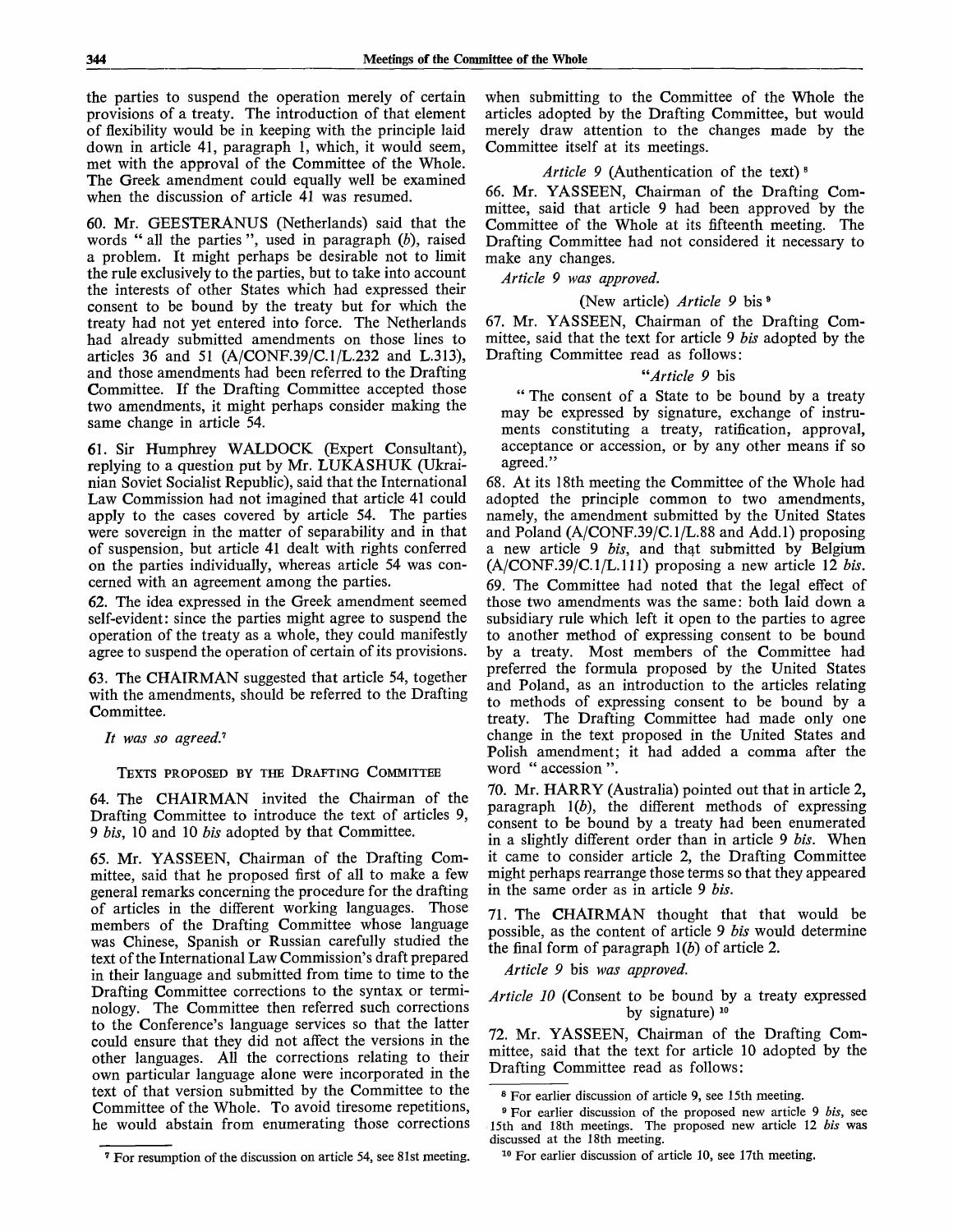the parties to suspend the operation merely of certain provisions of a treaty. The introduction of that element of flexibility would be in keeping with the principle laid down in article 41, paragraph 1, which, it would seem, met with the approval of the Committee of the Whole. The Greek amendment could equally well be examined when the discussion of article 41 was resumed.

60. Mr. GEESTERANUS (Netherlands) said that the words " all the parties ", used in paragraph (*b*), raised a problem. It might perhaps be desirable not to limit the rule exclusively to the parties, but to take into account the interests of other States which had expressed their consent to be bound by the treaty but for which the treaty had not yet entered into force. The Netherlands had already submitted amendments on those lines to articles 36 and 51 (A/CONF.39/C.1/L.232 and L.313), and those amendments had been referred to the Drafting Committee. If the Drafting Committee accepted those two amendments, it might perhaps consider making the same change in article 54.

61. Sir Humphrey WALDOCK (Expert Consultant), replying to a question put by Mr. LUKASHUK (Ukrainian Soviet Socialist Republic), said that the International Law Commission had not imagined that article 41 could apply to the cases covered by article 54. The parties were sovereign in the matter of separability and in that of suspension, but article 41 dealt with rights conferred on the parties individually, whereas article 54 was concerned with an agreement among the parties.

62. The idea expressed in the Greek amendment seemed self-evident: since the parties might agree to suspend the operation of the treaty as a whole, they could manifestly agree to suspend the operation of certain of its provisions.

63. The CHAIRMAN suggested that article 54, together with the amendments, should be referred to the Drafting Committee.

*It was so agreed.*[7]

TEXTS PROPOSED BY THE DRAFTING COMMITTEE

64. The CHAIRMAN invited the Chairman of the Drafting Committee to introduce the text of articles 9, 9 *bis*, 10 and 10 *bis* adopted by that Committee.

65. Mr. YASSEEN, Chairman of the Drafting Committee, said that he proposed first of all to make a few general remarks concerning the procedure for the drafting of articles in the different working languages. Those members of the Drafting Committee whose language was Chinese, Spanish or Russian carefully studied the text of the International Law Commission's draft prepared in their language and submitted from time to time to the Drafting Committee corrections to the syntax or terminology. The Committee then referred such corrections to the Conference's language services so that the latter could ensure that they did not affect the versions in the other languages. All the corrections relating to their own particular language alone were incorporated in the text of that version submitted by the Committee to the Committee of the Whole. To avoid tiresome repetitions, he would abstain from enumerating those corrections when submitting to the Committee of the Whole the articles adopted by the Drafting Committee, but would merely draw attention to the changes made by the Committee itself at its meetings.

*Article 9* (Authentication of the text)[8]

66. Mr. YASSEEN, Chairman of the Drafting Committee, said that article 9 had been approved by the Committee of the Whole at its fifteenth meeting. The Drafting Committee had not considered it necessary to make any changes.

*Article 9 was approved.*

(New article) *Article 9* bis[9]

67. Mr. YASSEEN, Chairman of the Drafting Committee, said that the text for article 9 *bis* adopted by the Drafting Committee read as follows:

"*Article 9* bis

" The consent of a State to be bound by a treaty may be expressed by signature, exchange of instruments constituting a treaty, ratification, approval, acceptance or accession, or by any other means if so agreed."

68. At its 18th meeting the Committee of the Whole had adopted the principle common to two amendments, namely, the amendment submitted by the United States and Poland (A/CONF.39/C.1/L.88 and Add.1) proposing a new article 9 *bis*, and that submitted by Belgium (A/CONF.39/C.1/L.111) proposing a new article 12 *bis*.

69. The Committee had noted that the legal effect of those two amendments was the same: both laid down a subsidiary rule which left it open to the parties to agree to another method of expressing consent to be bound by a treaty. Most members of the Committee had preferred the formula proposed by the United States and Poland, as an introduction to the articles relating to methods of expressing consent to be bound by a treaty. The Drafting Committee had made only one change in the text proposed in the United States and Polish amendment; it had added a comma after the word " accession ".

70. Mr. HARRY (Australia) pointed out that in article 2, paragraph 1(*b*), the different methods of expressing consent to be bound by a treaty had been enumerated in a slightly different order than in article 9 *bis*. When it came to consider article 2, the Drafting Committee might perhaps rearrange those terms so that they appeared in the same order as in article 9 *bis*.

71. The CHAIRMAN thought that that would be possible, as the content of article 9 *bis* would determine the final form of paragraph 1(*b*) of article 2.

*Article 9* bis *was approved.*

*Article 10* (Consent to be bound by a treaty expressed by signature)[10]

72. Mr. YASSEEN, Chairman of the Drafting Committee, said that the text for article 10 adopted by the Drafting Committee read as follows:

---

[7] For resumption of the discussion on article 54, see 81st meeting.

[8] For earlier discussion of article 9, see 15th meeting.

[9] For earlier discussion of the proposed new article 9 *bis*, see 15th and 18th meetings. The proposed new article 12 *bis* was discussed at the 18th meeting.

[10] For earlier discussion of article 10, see 17th meeting.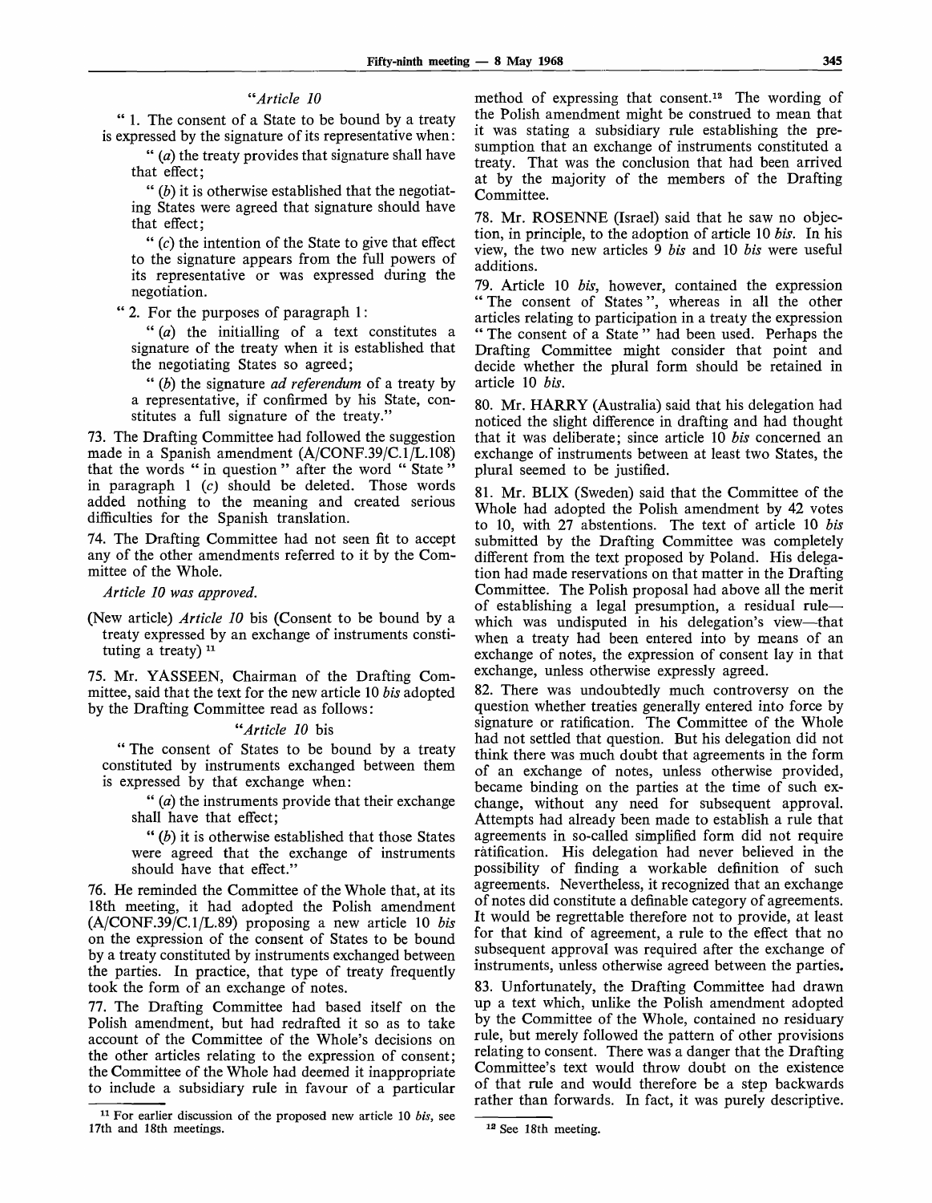*"Article 10*

" 1. The consent of a State to be bound by a treaty is expressed by the signature of its representative when:

" (*a*) the treaty provides that signature shall have that effect;

" (*b*) it is otherwise established that the negotiating States were agreed that signature should have that effect;

" (*c*) the intention of the State to give that effect to the signature appears from the full powers of its representative or was expressed during the negotiation.

" 2. For the purposes of paragraph 1:

" (*a*) the initialling of a text constitutes a signature of the treaty when it is established that the negotiating States so agreed;

" (*b*) the signature *ad referendum* of a treaty by a representative, if confirmed by his State, constitutes a full signature of the treaty."

73. The Drafting Committee had followed the suggestion made in a Spanish amendment (A/CONF.39/C.1/L.108) that the words " in question " after the word " State " in paragraph 1 (*c*) should be deleted. Those words added nothing to the meaning and created serious difficulties for the Spanish translation.

74. The Drafting Committee had not seen fit to accept any of the other amendments referred to it by the Committee of the Whole.

*Article 10 was approved.*

(New article) *Article 10* bis (Consent to be bound by a treaty expressed by an exchange of instruments constituting a treaty) [11]

75. Mr. YASSEEN, Chairman of the Drafting Committee, said that the text for the new article 10 *bis* adopted by the Drafting Committee read as follows:

*"Article 10* bis

" The consent of States to be bound by a treaty constituted by instruments exchanged between them is expressed by that exchange when:

" (*a*) the instruments provide that their exchange shall have that effect;

" (*b*) it is otherwise established that those States were agreed that the exchange of instruments should have that effect."

76. He reminded the Committee of the Whole that, at its 18th meeting, it had adopted the Polish amendment (A/CONF.39/C.1/L.89) proposing a new article 10 *bis* on the expression of the consent of States to be bound by a treaty constituted by instruments exchanged between the parties. In practice, that type of treaty frequently took the form of an exchange of notes.

77. The Drafting Committee had based itself on the Polish amendment, but had redrafted it so as to take account of the Committee of the Whole's decisions on the other articles relating to the expression of consent; the Committee of the Whole had deemed it inappropriate to include a subsidiary rule in favour of a particular method of expressing that consent.[12] The wording of the Polish amendment might be construed to mean that it was stating a subsidiary rule establishing the presumption that an exchange of instruments constituted a treaty. That was the conclusion that had been arrived at by the majority of the members of the Drafting Committee.

78. Mr. ROSENNE (Israel) said that he saw no objection, in principle, to the adoption of article 10 *bis*. In his view, the two new articles 9 *bis* and 10 *bis* were useful additions.

79. Article 10 *bis*, however, contained the expression " The consent of States ", whereas in all the other articles relating to participation in a treaty the expression " The consent of a State " had been used. Perhaps the Drafting Committee might consider that point and decide whether the plural form should be retained in article 10 *bis*.

80. Mr. HARRY (Australia) said that his delegation had noticed the slight difference in drafting and had thought that it was deliberate; since article 10 *bis* concerned an exchange of instruments between at least two States, the plural seemed to be justified.

81. Mr. BLIX (Sweden) said that the Committee of the Whole had adopted the Polish amendment by 42 votes to 10, with 27 abstentions. The text of article 10 *bis* submitted by the Drafting Committee was completely different from the text proposed by Poland. His delegation had made reservations on that matter in the Drafting Committee. The Polish proposal had above all the merit of establishing a legal presumption, a residual rule—which was undisputed in his delegation's view—that when a treaty had been entered into by means of an exchange of notes, the expression of consent lay in that exchange, unless otherwise expressly agreed.

82. There was undoubtedly much controversy on the question whether treaties generally entered into force by signature or ratification. The Committee of the Whole had not settled that question. But his delegation did not think there was much doubt that agreements in the form of an exchange of notes, unless otherwise provided, became binding on the parties at the time of such exchange, without any need for subsequent approval. Attempts had already been made to establish a rule that agreements in so-called simplified form did not require ratification. His delegation had never believed in the possibility of finding a workable definition of such agreements. Nevertheless, it recognized that an exchange of notes did constitute a definable category of agreements. It would be regrettable therefore not to provide, at least for that kind of agreement, a rule to the effect that no subsequent approval was required after the exchange of instruments, unless otherwise agreed between the parties.

83. Unfortunately, the Drafting Committee had drawn up a text which, unlike the Polish amendment adopted by the Committee of the Whole, contained no residuary rule, but merely followed the pattern of other provisions relating to consent. There was a danger that the Drafting Committee's text would throw doubt on the existence of that rule and would therefore be a step backwards rather than forwards. In fact, it was purely descriptive.

[11] For earlier discussion of the proposed new article 10 *bis*, see 17th and 18th meetings.

[12] See 18th meeting.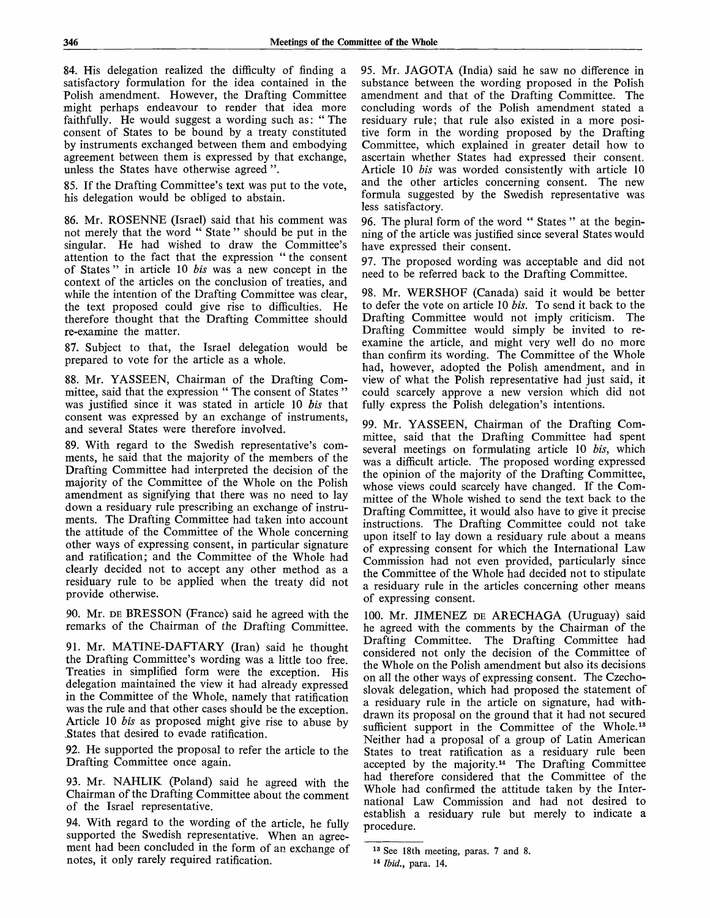84. His delegation realized the difficulty of finding a satisfactory formulation for the idea contained in the Polish amendment. However, the Drafting Committee might perhaps endeavour to render that idea more faithfully. He would suggest a wording such as: "The consent of States to be bound by a treaty constituted by instruments exchanged between them and embodying agreement between them is expressed by that exchange, unless the States have otherwise agreed".

85. If the Drafting Committee's text was put to the vote, his delegation would be obliged to abstain.

86. Mr. ROSENNE (Israel) said that his comment was not merely that the word "State" should be put in the singular. He had wished to draw the Committee's attention to the fact that the expression "the consent of States" in article 10 *bis* was a new concept in the context of the articles on the conclusion of treaties, and while the intention of the Drafting Committee was clear, the text proposed could give rise to difficulties. He therefore thought that the Drafting Committee should re-examine the matter.

87. Subject to that, the Israel delegation would be prepared to vote for the article as a whole.

88. Mr. YASSEEN, Chairman of the Drafting Committee, said that the expression "The consent of States" was justified since it was stated in article 10 *bis* that consent was expressed by an exchange of instruments, and several States were therefore involved.

89. With regard to the Swedish representative's comments, he said that the majority of the members of the Drafting Committee had interpreted the decision of the majority of the Committee of the Whole on the Polish amendment as signifying that there was no need to lay down a residuary rule prescribing an exchange of instruments. The Drafting Committee had taken into account the attitude of the Committee of the Whole concerning other ways of expressing consent, in particular signature and ratification; and the Committee of the Whole had clearly decided not to accept any other method as a residuary rule to be applied when the treaty did not provide otherwise.

90. Mr. DE BRESSON (France) said he agreed with the remarks of the Chairman of the Drafting Committee.

91. Mr. MATINE-DAFTARY (Iran) said he thought the Drafting Committee's wording was a little too free. Treaties in simplified form were the exception. His delegation maintained the view it had already expressed in the Committee of the Whole, namely that ratification was the rule and that other cases should be the exception. Article 10 *bis* as proposed might give rise to abuse by States that desired to evade ratification.

92. He supported the proposal to refer the article to the Drafting Committee once again.

93. Mr. NAHLIK (Poland) said he agreed with the Chairman of the Drafting Committee about the comment of the Israel representative.

94. With regard to the wording of the article, he fully supported the Swedish representative. When an agreement had been concluded in the form of an exchange of notes, it only rarely required ratification.

95. Mr. JAGOTA (India) said he saw no difference in substance between the wording proposed in the Polish amendment and that of the Drafting Committee. The concluding words of the Polish amendment stated a residuary rule; that rule also existed in a more positive form in the wording proposed by the Drafting Committee, which explained in greater detail how to ascertain whether States had expressed their consent. Article 10 *bis* was worded consistently with article 10 and the other articles concerning consent. The new formula suggested by the Swedish representative was less satisfactory.

96. The plural form of the word "States" at the beginning of the article was justified since several States would have expressed their consent.

97. The proposed wording was acceptable and did not need to be referred back to the Drafting Committee.

98. Mr. WERSHOF (Canada) said it would be better to defer the vote on article 10 *bis*. To send it back to the Drafting Committee would not imply criticism. The Drafting Committee would simply be invited to re-examine the article, and might very well do no more than confirm its wording. The Committee of the Whole had, however, adopted the Polish amendment, and in view of what the Polish representative had just said, it could scarcely approve a new version which did not fully express the Polish delegation's intentions.

99. Mr. YASSEEN, Chairman of the Drafting Committee, said that the Drafting Committee had spent several meetings on formulating article 10 *bis*, which was a difficult article. The proposed wording expressed the opinion of the majority of the Drafting Committee, whose views could scarcely have changed. If the Committee of the Whole wished to send the text back to the Drafting Committee, it would also have to give it precise instructions. The Drafting Committee could not take upon itself to lay down a residuary rule about a means of expressing consent for which the International Law Commission had not even provided, particularly since the Committee of the Whole had decided not to stipulate a residuary rule in the articles concerning other means of expressing consent.

100. Mr. JIMENEZ DE ARECHAGA (Uruguay) said he agreed with the comments by the Chairman of the Drafting Committee. The Drafting Committee had considered not only the decision of the Committee of the Whole on the Polish amendment but also its decisions on all the other ways of expressing consent. The Czechoslovak delegation, which had proposed the statement of a residuary rule in the article on signature, had withdrawn its proposal on the ground that it had not secured sufficient support in the Committee of the Whole.[13] Neither had a proposal of a group of Latin American States to treat ratification as a residuary rule been accepted by the majority.[14] The Drafting Committee had therefore considered that the Committee of the Whole had confirmed the attitude taken by the International Law Commission and had not desired to establish a residuary rule but merely to indicate a procedure.

---

[13] See 18th meeting, paras. 7 and 8.

[14] *Ibid.*, para. 14.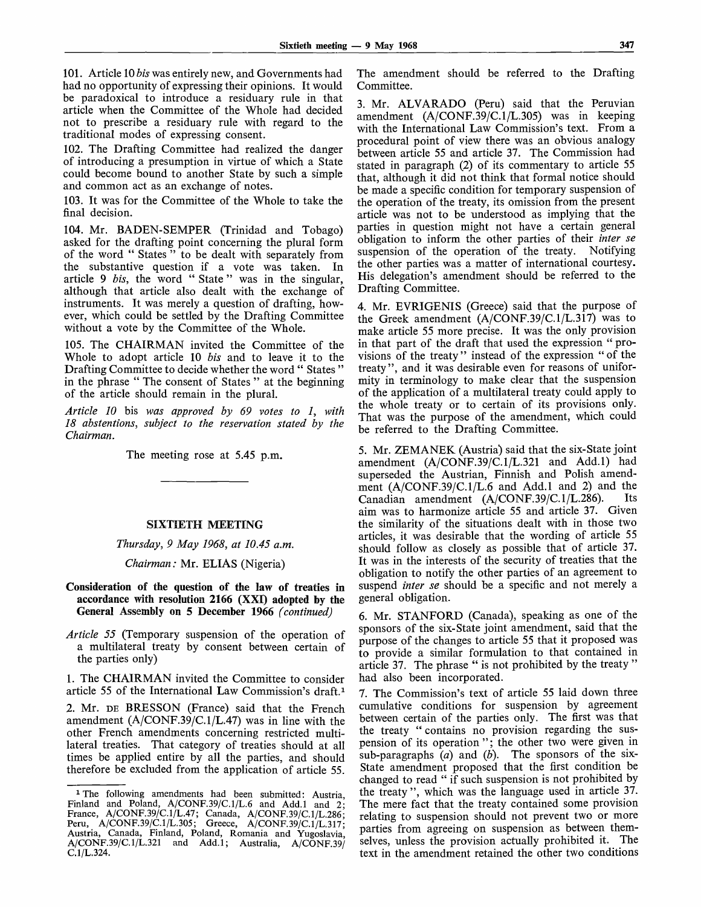101. Article 10 *bis* was entirely new, and Governments had had no opportunity of expressing their opinions. It would be paradoxical to introduce a residuary rule in that article when the Committee of the Whole had decided not to prescribe a residuary rule with regard to the traditional modes of expressing consent.

102. The Drafting Committee had realized the danger of introducing a presumption in virtue of which a State could become bound to another State by such a simple and common act as an exchange of notes.

103. It was for the Committee of the Whole to take the final decision.

104. Mr. BADEN-SEMPER (Trinidad and Tobago) asked for the drafting point concerning the plural form of the word " States " to be dealt with separately from the substantive question if a vote was taken. In article 9 *bis*, the word " State " was in the singular, although that article also dealt with the exchange of instruments. It was merely a question of drafting, however, which could be settled by the Drafting Committee without a vote by the Committee of the Whole.

105. The CHAIRMAN invited the Committee of the Whole to adopt article 10 *bis* and to leave it to the Drafting Committee to decide whether the word " States " in the phrase " The consent of States " at the beginning of the article should remain in the plural.

*Article 10* bis *was approved by 69 votes to 1, with 18 abstentions, subject to the reservation stated by the Chairman.*

The meeting rose at 5.45 p.m.

## SIXTIETH MEETING

*Thursday, 9 May 1968, at 10.45 a.m.*

*Chairman:* Mr. ELIAS (Nigeria)

### Consideration of the question of the law of treaties in accordance with resolution 2166 (XXI) adopted by the General Assembly on 5 December 1966 *(continued)*

*Article 55* (Temporary suspension of the operation of a multilateral treaty by consent between certain of the parties only)

1. The CHAIRMAN invited the Committee to consider article 55 of the International Law Commission's draft.[1]

2. Mr. DE BRESSON (France) said that the French amendment (A/CONF.39/C.1/L.47) was in line with the other French amendments concerning restricted multilateral treaties. That category of treaties should at all times be applied entire by all the parties, and should therefore be excluded from the application of article 55. The amendment should be referred to the Drafting Committee.

3. Mr. ALVARADO (Peru) said that the Peruvian amendment (A/CONF.39/C.1/L.305) was in keeping with the International Law Commission's text. From a procedural point of view there was an obvious analogy between article 55 and article 37. The Commission had stated in paragraph (2) of its commentary to article 55 that, although it did not think that formal notice should be made a specific condition for temporary suspension of the operation of the treaty, its omission from the present article was not to be understood as implying that the parties in question might not have a certain general obligation to inform the other parties of their *inter se* suspension of the operation of the treaty. Notifying the other parties was a matter of international courtesy. His delegation's amendment should be referred to the Drafting Committee.

4. Mr. EVRIGENIS (Greece) said that the purpose of the Greek amendment (A/CONF.39/C.1/L.317) was to make article 55 more precise. It was the only provision in that part of the draft that used the expression " provisions of the treaty " instead of the expression " of the treaty ", and it was desirable even for reasons of uniformity in terminology to make clear that the suspension of the application of a multilateral treaty could apply to the whole treaty or to certain of its provisions only. That was the purpose of the amendment, which could be referred to the Drafting Committee.

5. Mr. ZEMANEK (Austria) said that the six-State joint amendment (A/CONF.39/C.1/L.321 and Add.1) had superseded the Austrian, Finnish and Polish amendment (A/CONF.39/C.1/L.6 and Add.1 and 2) and the Canadian amendment (A/CONF.39/C.1/L.286). Its aim was to harmonize article 55 and article 37. Given the similarity of the situations dealt with in those two articles, it was desirable that the wording of article 55 should follow as closely as possible that of article 37. It was in the interests of the security of treaties that the obligation to notify the other parties of an agreement to suspend *inter se* should be a specific and not merely a general obligation.

6. Mr. STANFORD (Canada), speaking as one of the sponsors of the six-State joint amendment, said that the purpose of the changes to article 55 that it proposed was to provide a similar formulation to that contained in article 37. The phrase " is not prohibited by the treaty " had also been incorporated.

7. The Commission's text of article 55 laid down three cumulative conditions for suspension by agreement between certain of the parties only. The first was that the treaty " contains no provision regarding the suspension of its operation "; the other two were given in sub-paragraphs (*a*) and (*b*). The sponsors of the six-State amendment proposed that the first condition be changed to read " if such suspension is not prohibited by the treaty ", which was the language used in article 37. The mere fact that the treaty contained some provision relating to suspension should not prevent two or more parties from agreeing on suspension as between themselves, unless the provision actually prohibited it. The text in the amendment retained the other two conditions

---

[1] The following amendments had been submitted: Austria, Finland and Poland, A/CONF.39/C.1/L.6 and Add.1 and 2; France, A/CONF.39/C.1/L.47; Canada, A/CONF.39/C.1/L.286; Peru, A/CONF.39/C.1/L.305; Greece, A/CONF.39/C.1/L.317; Austria, Canada, Finland, Poland, Romania and Yugoslavia, A/CONF.39/C.1/L.321 and Add.1; Australia, A/CONF.39/C.1/L.324.